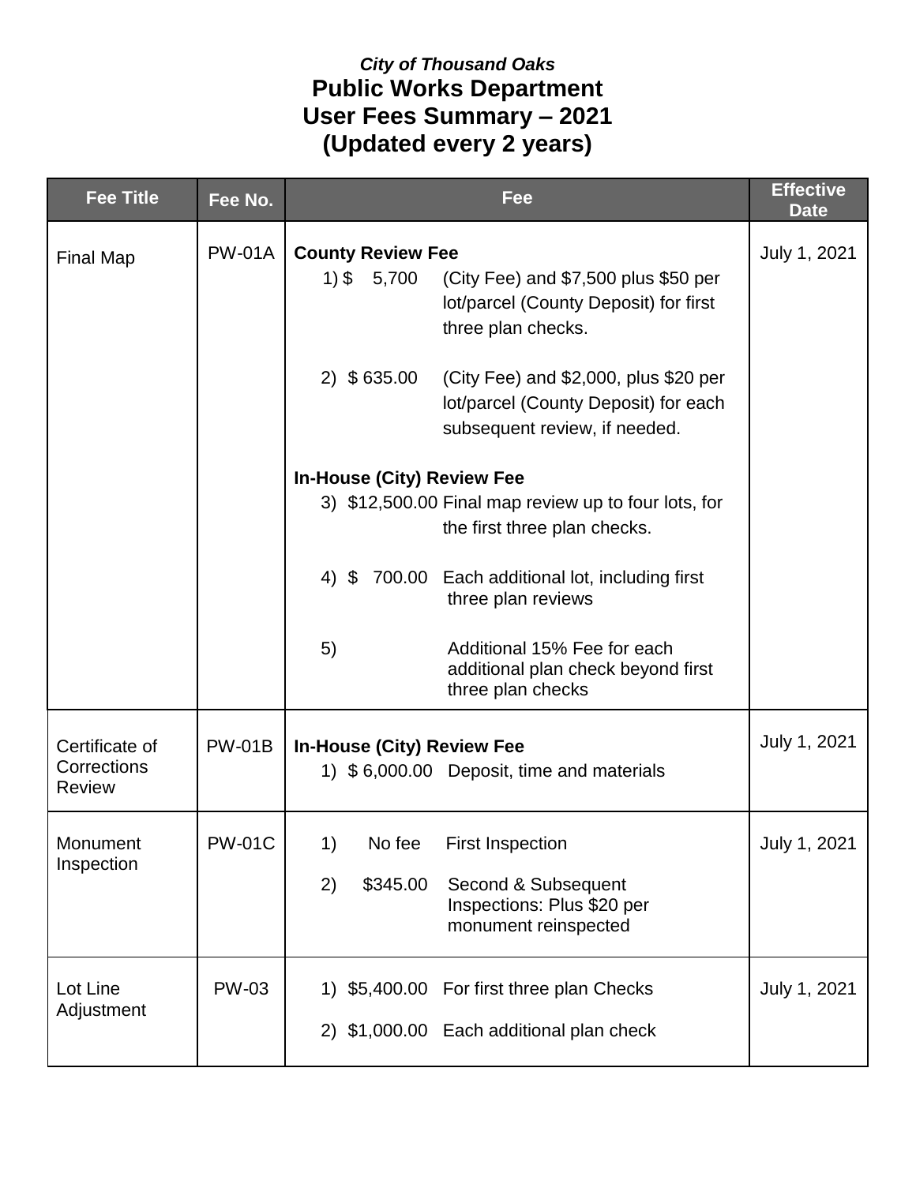*City of Thousand Oaks*

# Public Works Department
# User Fees Summary – 2021
# (Updated every 2 years)

| Fee Title | Fee No. | Fee | Effective Date |
|---|---|---|---|
| Final Map | PW-01A | **County Review Fee**<br>1) $ 5,700 (City Fee) and $7,500 plus $50 per lot/parcel (County Deposit) for first three plan checks.<br><br>2) $ 635.00 (City Fee) and $2,000, plus $20 per lot/parcel (County Deposit) for each subsequent review, if needed.<br><br>**In-House (City) Review Fee**<br>3) $12,500.00 Final map review up to four lots, for the first three plan checks.<br><br>4) $ 700.00 Each additional lot, including first three plan reviews<br><br>5) Additional 15% Fee for each additional plan check beyond first three plan checks | July 1, 2021 |
| Certificate of Corrections Review | PW-01B | **In-House (City) Review Fee**<br>1) $ 6,000.00 Deposit, time and materials | July 1, 2021 |
| Monument Inspection | PW-01C | 1) No fee First Inspection<br><br>2) $345.00 Second & Subsequent Inspections: Plus $20 per monument reinspected | July 1, 2021 |
| Lot Line Adjustment | PW-03 | 1) $5,400.00 For first three plan Checks<br><br>2) $1,000.00 Each additional plan check | July 1, 2021 |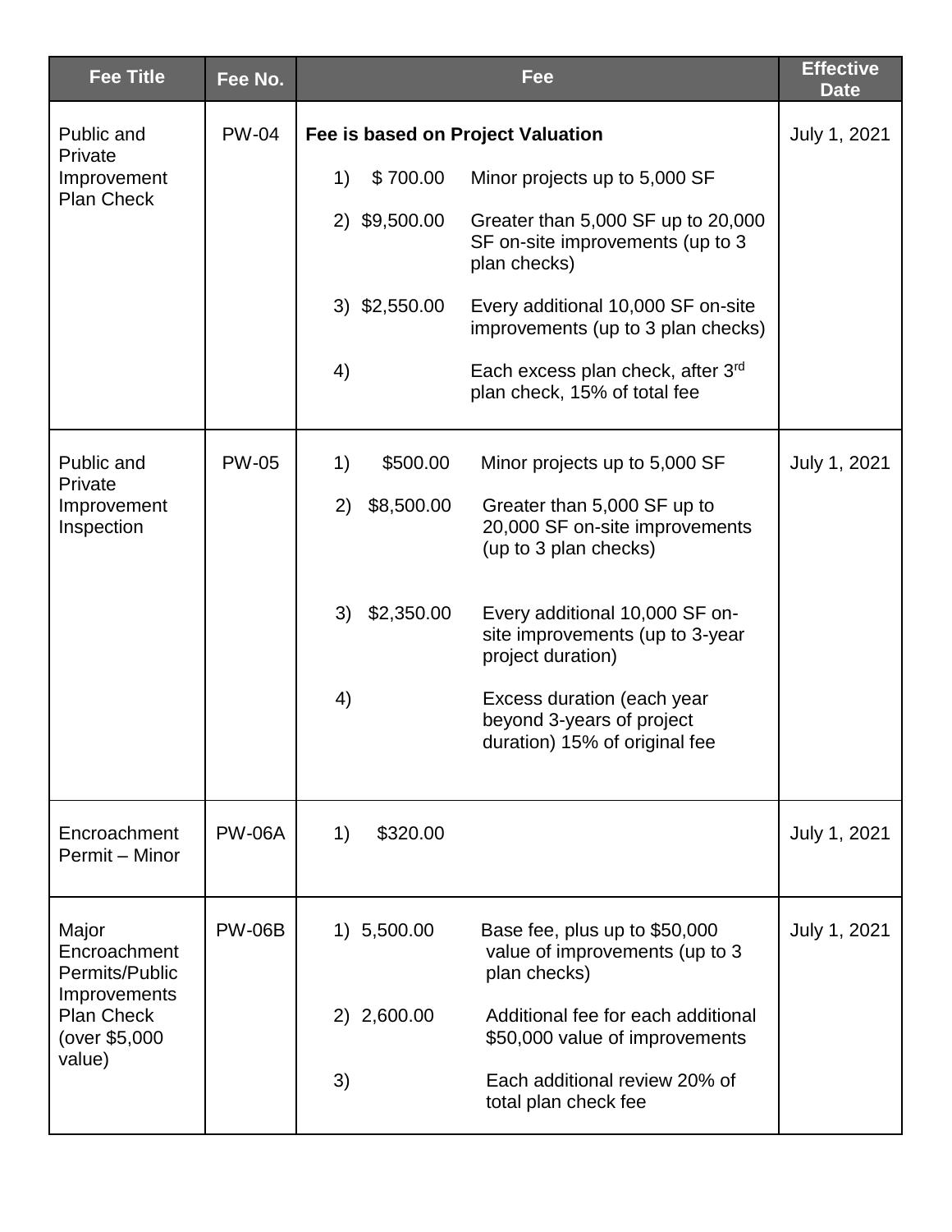| Fee Title | Fee No. | Fee | Effective Date |
|---|---|---|---|
| Public and Private Improvement Plan Check | PW-04 | **Fee is based on Project Valuation**<br>1) $ 700.00 Minor projects up to 5,000 SF<br>2) $9,500.00 Greater than 5,000 SF up to 20,000 SF on-site improvements (up to 3 plan checks)<br>3) $2,550.00 Every additional 10,000 SF on-site improvements (up to 3 plan checks)<br>4) Each excess plan check, after 3rd plan check, 15% of total fee | July 1, 2021 |
| Public and Private Improvement Inspection | PW-05 | 1) $500.00 Minor projects up to 5,000 SF<br>2) $8,500.00 Greater than 5,000 SF up to 20,000 SF on-site improvements (up to 3 plan checks)<br>3) $2,350.00 Every additional 10,000 SF on-site improvements (up to 3-year project duration)<br>4) Excess duration (each year beyond 3-years of project duration) 15% of original fee | July 1, 2021 |
| Encroachment Permit – Minor | PW-06A | 1) $320.00 | July 1, 2021 |
| Major Encroachment Permits/Public Improvements Plan Check (over $5,000 value) | PW-06B | 1) 5,500.00 Base fee, plus up to $50,000 value of improvements (up to 3 plan checks)<br>2) 2,600.00 Additional fee for each additional $50,000 value of improvements<br>3) Each additional review 20% of total plan check fee | July 1, 2021 |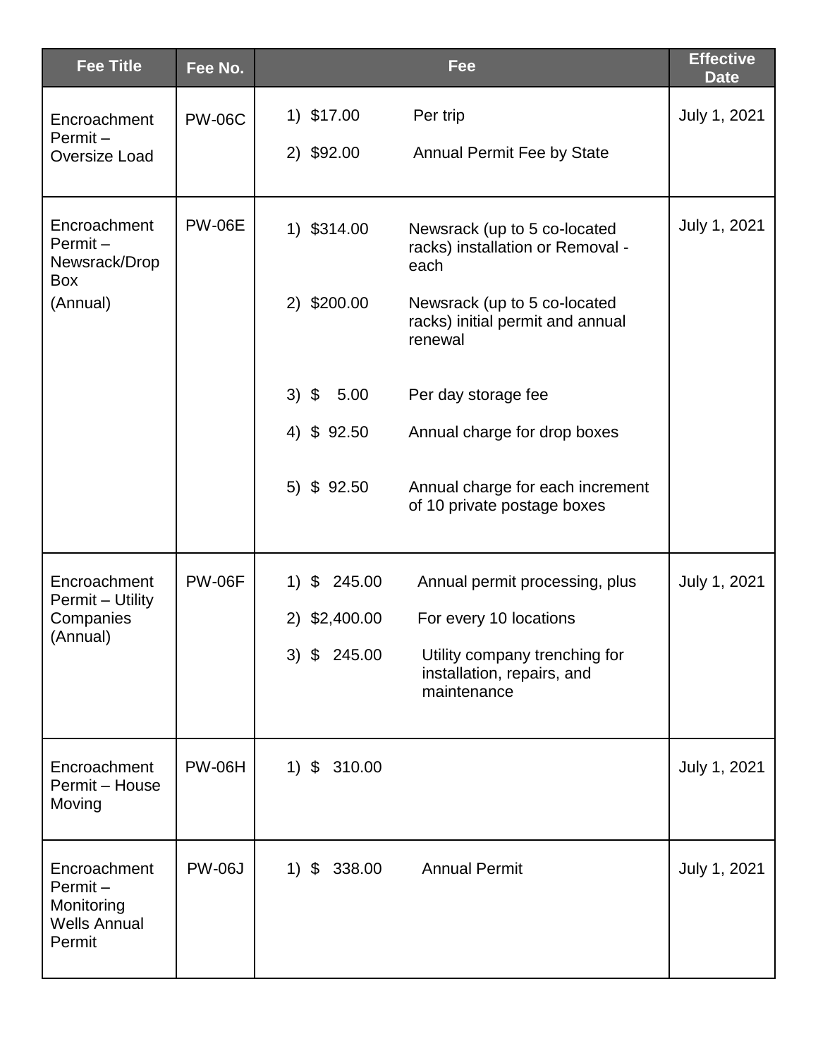| Fee Title | Fee No. | Fee | Effective Date |
|---|---|---|---|
| Encroachment Permit – Oversize Load | PW-06C | 1) $17.00 Per trip<br>2) $92.00 Annual Permit Fee by State | July 1, 2021 |
| Encroachment Permit – Newsrack/Drop Box (Annual) | PW-06E | 1) $314.00 Newsrack (up to 5 co-located racks) installation or Removal - each<br>2) $200.00 Newsrack (up to 5 co-located racks) initial permit and annual renewal<br>3) $ 5.00 Per day storage fee<br>4) $ 92.50 Annual charge for drop boxes<br>5) $ 92.50 Annual charge for each increment of 10 private postage boxes | July 1, 2021 |
| Encroachment Permit – Utility Companies (Annual) | PW-06F | 1) $ 245.00 Annual permit processing, plus<br>2) $2,400.00 For every 10 locations<br>3) $ 245.00 Utility company trenching for installation, repairs, and maintenance | July 1, 2021 |
| Encroachment Permit – House Moving | PW-06H | 1) $ 310.00 | July 1, 2021 |
| Encroachment Permit – Monitoring Wells Annual Permit | PW-06J | 1) $ 338.00 Annual Permit | July 1, 2021 |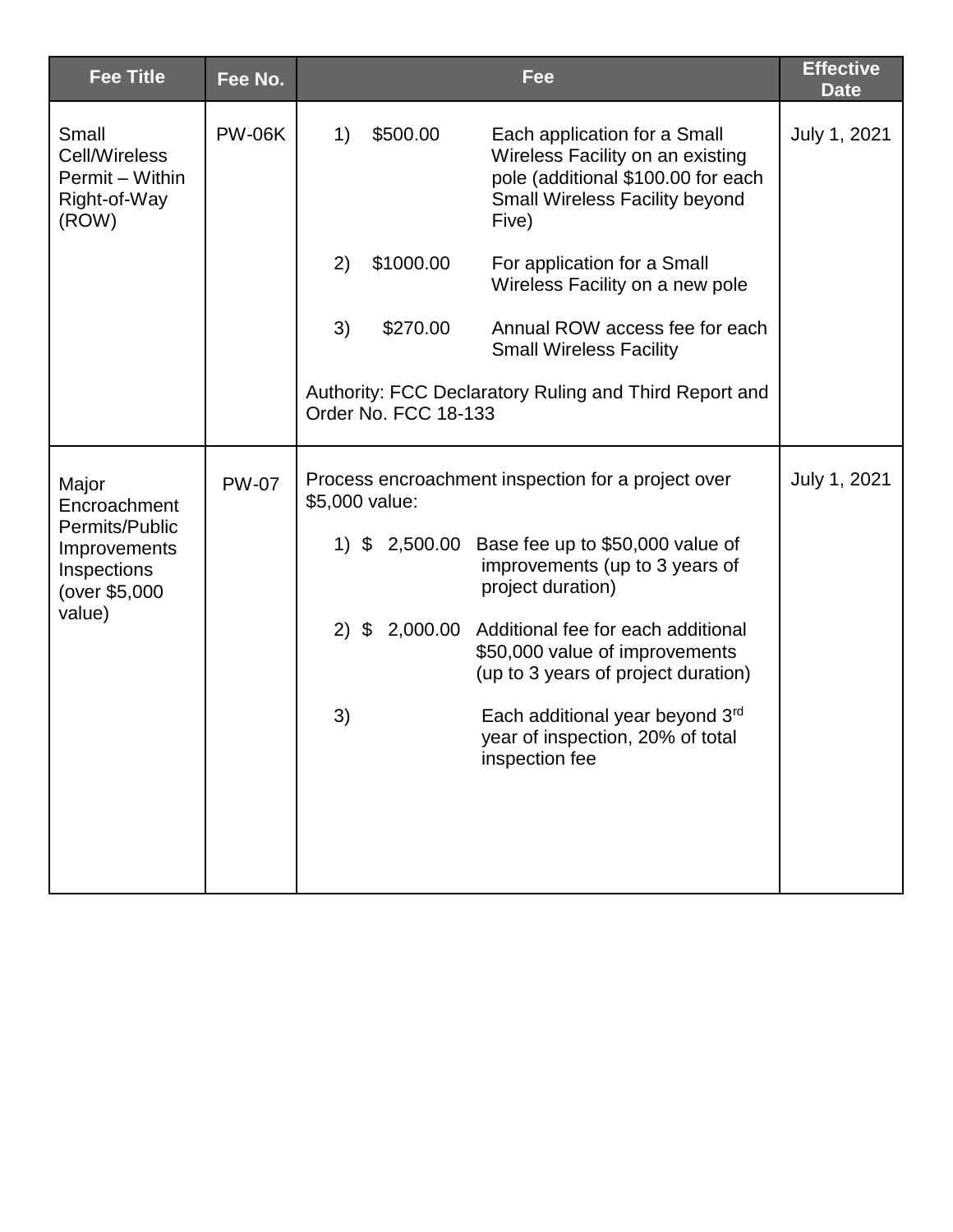| Fee Title | Fee No. | Fee | Effective Date |
|---|---|---|---|
| Small Cell/Wireless Permit – Within Right-of-Way (ROW) | PW-06K | 1) $500.00 Each application for a Small Wireless Facility on an existing pole (additional $100.00 for each Small Wireless Facility beyond Five)<br><br>2) $1000.00 For application for a Small Wireless Facility on a new pole<br><br>3) $270.00 Annual ROW access fee for each Small Wireless Facility<br><br>Authority: FCC Declaratory Ruling and Third Report and Order No. FCC 18-133 | July 1, 2021 |
| Major Encroachment Permits/Public Improvements Inspections (over $5,000 value) | PW-07 | Process encroachment inspection for a project over $5,000 value:<br><br>1) $ 2,500.00 Base fee up to $50,000 value of improvements (up to 3 years of project duration)<br><br>2) $ 2,000.00 Additional fee for each additional $50,000 value of improvements (up to 3 years of project duration)<br><br>3) Each additional year beyond 3rd year of inspection, 20% of total inspection fee | July 1, 2021 |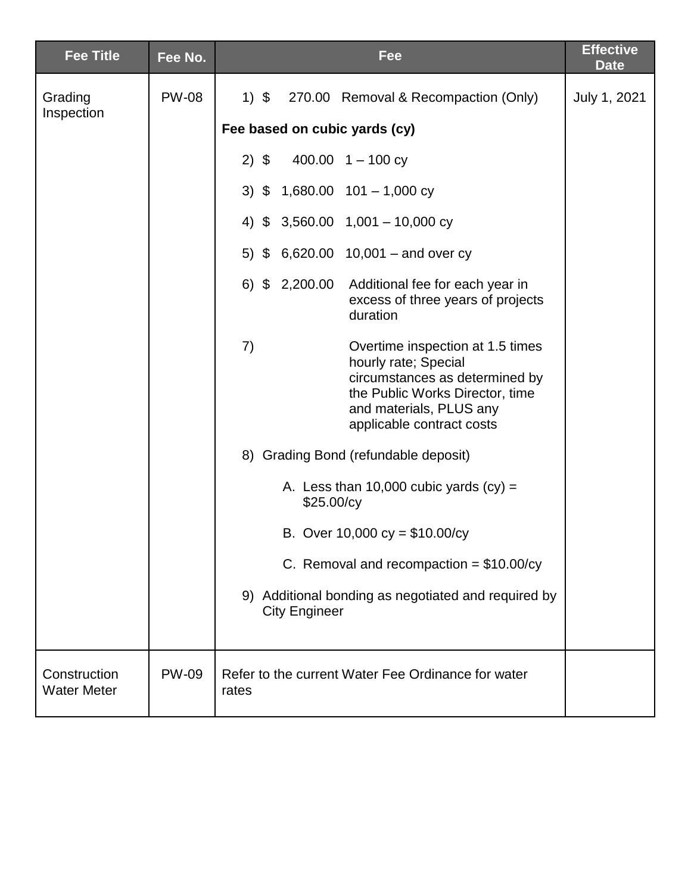| Fee Title | Fee No. | Fee | Effective Date |
|---|---|---|---|
| Grading Inspection | PW-08 | 1) $ 270.00 Removal & Recompaction (Only)<br><br>**Fee based on cubic yards (cy)**<br><br>2) $ 400.00 1 – 100 cy<br><br>3) $ 1,680.00 101 – 1,000 cy<br><br>4) $ 3,560.00 1,001 – 10,000 cy<br><br>5) $ 6,620.00 10,001 – and over cy<br><br>6) $ 2,200.00 Additional fee for each year in excess of three years of projects duration<br><br>7) Overtime inspection at 1.5 times hourly rate; Special circumstances as determined by the Public Works Director, time and materials, PLUS any applicable contract costs<br><br>8) Grading Bond (refundable deposit)<br><br>A. Less than 10,000 cubic yards (cy) = $25.00/cy<br><br>B. Over 10,000 cy = $10.00/cy<br><br>C. Removal and recompaction = $10.00/cy<br><br>9) Additional bonding as negotiated and required by City Engineer | July 1, 2021 |
| Construction Water Meter | PW-09 | Refer to the current Water Fee Ordinance for water rates | |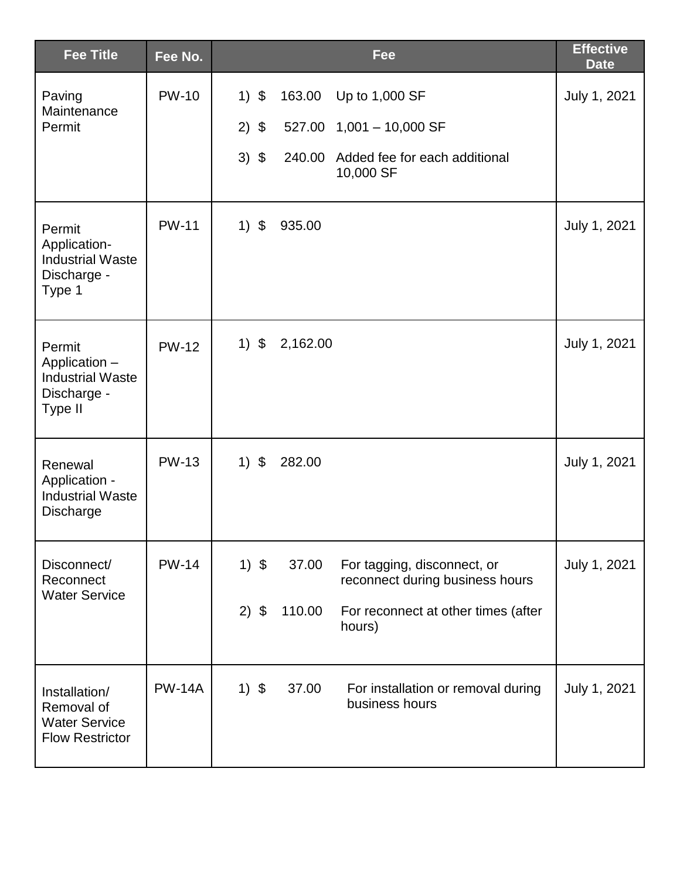| Fee Title | Fee No. | Fee | Effective Date |
|---|---|---|---|
| Paving Maintenance Permit | PW-10 | 1) $ 163.00 Up to 1,000 SF<br>2) $ 527.00 1,001 – 10,000 SF<br>3) $ 240.00 Added fee for each additional 10,000 SF | July 1, 2021 |
| Permit Application- Industrial Waste Discharge - Type 1 | PW-11 | 1) $ 935.00 | July 1, 2021 |
| Permit Application – Industrial Waste Discharge - Type II | PW-12 | 1) $ 2,162.00 | July 1, 2021 |
| Renewal Application - Industrial Waste Discharge | PW-13 | 1) $ 282.00 | July 1, 2021 |
| Disconnect/ Reconnect Water Service | PW-14 | 1) $ 37.00 For tagging, disconnect, or reconnect during business hours<br>2) $ 110.00 For reconnect at other times (after hours) | July 1, 2021 |
| Installation/ Removal of Water Service Flow Restrictor | PW-14A | 1) $ 37.00 For installation or removal during business hours | July 1, 2021 |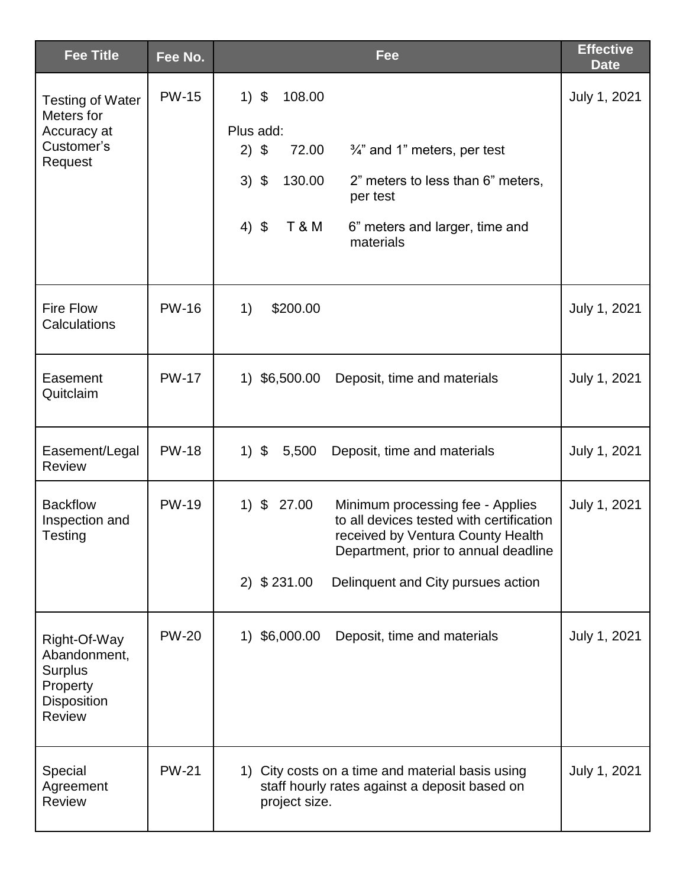| Fee Title | Fee No. | Fee | Effective Date |
|---|---|---|---|
| Testing of Water Meters for Accuracy at Customer's Request | PW-15 | 1) $ 108.00<br><br>Plus add:<br>2) $ 72.00 ¾" and 1" meters, per test<br>3) $ 130.00 2" meters to less than 6" meters, per test<br>4) $ T & M 6" meters and larger, time and materials | July 1, 2021 |
| Fire Flow Calculations | PW-16 | 1) $200.00 | July 1, 2021 |
| Easement Quitclaim | PW-17 | 1) $6,500.00 Deposit, time and materials | July 1, 2021 |
| Easement/Legal Review | PW-18 | 1) $ 5,500 Deposit, time and materials | July 1, 2021 |
| Backflow Inspection and Testing | PW-19 | 1) $ 27.00 Minimum processing fee - Applies to all devices tested with certification received by Ventura County Health Department, prior to annual deadline<br>2) $ 231.00 Delinquent and City pursues action | July 1, 2021 |
| Right-Of-Way Abandonment, Surplus Property Disposition Review | PW-20 | 1) $6,000.00 Deposit, time and materials | July 1, 2021 |
| Special Agreement Review | PW-21 | 1) City costs on a time and material basis using staff hourly rates against a deposit based on project size. | July 1, 2021 |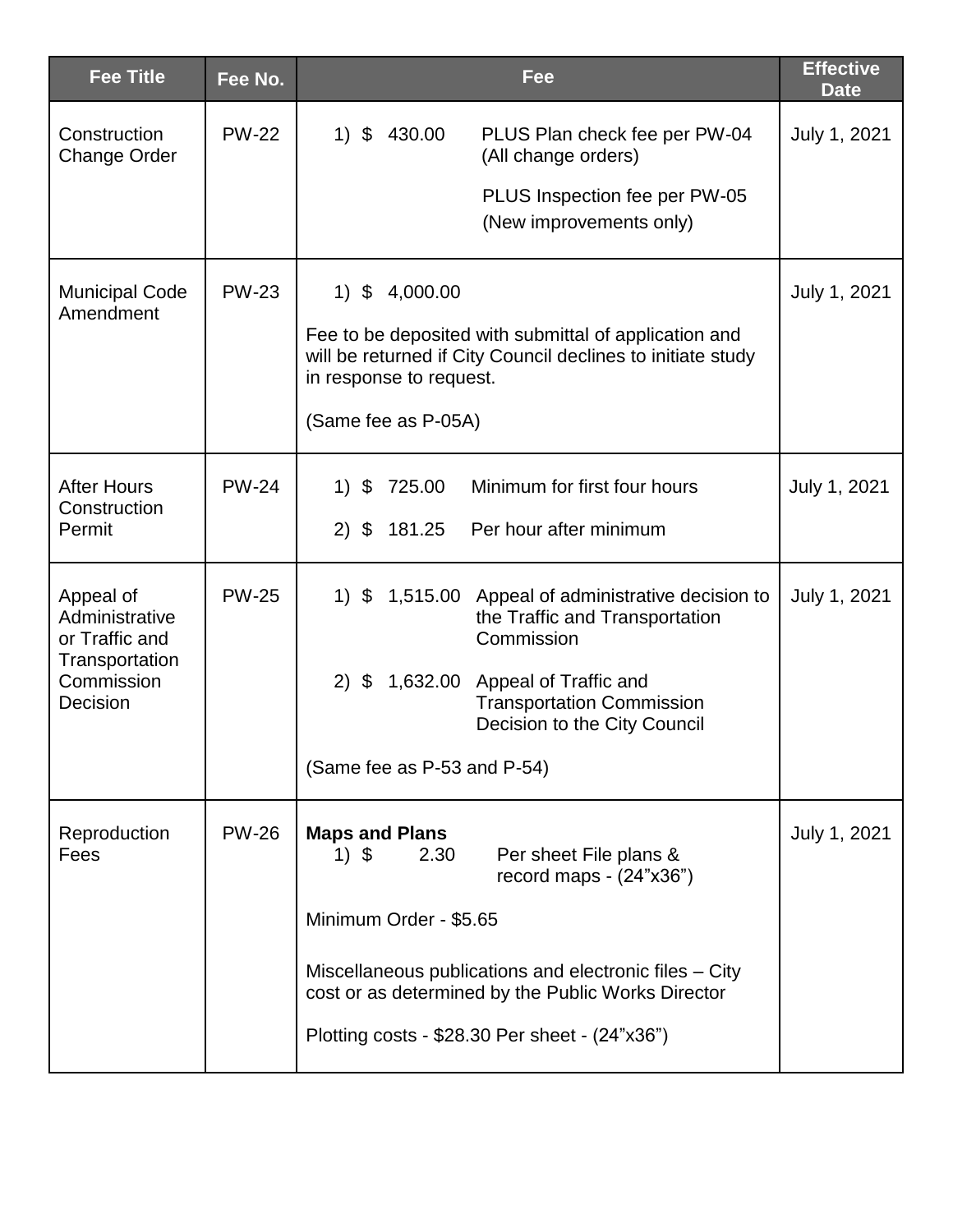| Fee Title | Fee No. | Fee | Effective Date |
|---|---|---|---|
| Construction Change Order | PW-22 | 1) $ 430.00 PLUS Plan check fee per PW-04 (All change orders)<br><br>PLUS Inspection fee per PW-05 (New improvements only) | July 1, 2021 |
| Municipal Code Amendment | PW-23 | 1) $ 4,000.00<br><br>Fee to be deposited with submittal of application and will be returned if City Council declines to initiate study in response to request.<br><br>(Same fee as P-05A) | July 1, 2021 |
| After Hours Construction Permit | PW-24 | 1) $ 725.00 Minimum for first four hours<br><br>2) $ 181.25 Per hour after minimum | July 1, 2021 |
| Appeal of Administrative or Traffic and Transportation Commission Decision | PW-25 | 1) $ 1,515.00 Appeal of administrative decision to the Traffic and Transportation Commission<br><br>2) $ 1,632.00 Appeal of Traffic and Transportation Commission Decision to the City Council<br><br>(Same fee as P-53 and P-54) | July 1, 2021 |
| Reproduction Fees | PW-26 | **Maps and Plans**<br>1) $ 2.30 Per sheet File plans & record maps - (24"x36")<br><br>Minimum Order - $5.65<br><br>Miscellaneous publications and electronic files – City cost or as determined by the Public Works Director<br><br>Plotting costs - $28.30 Per sheet - (24"x36") | July 1, 2021 |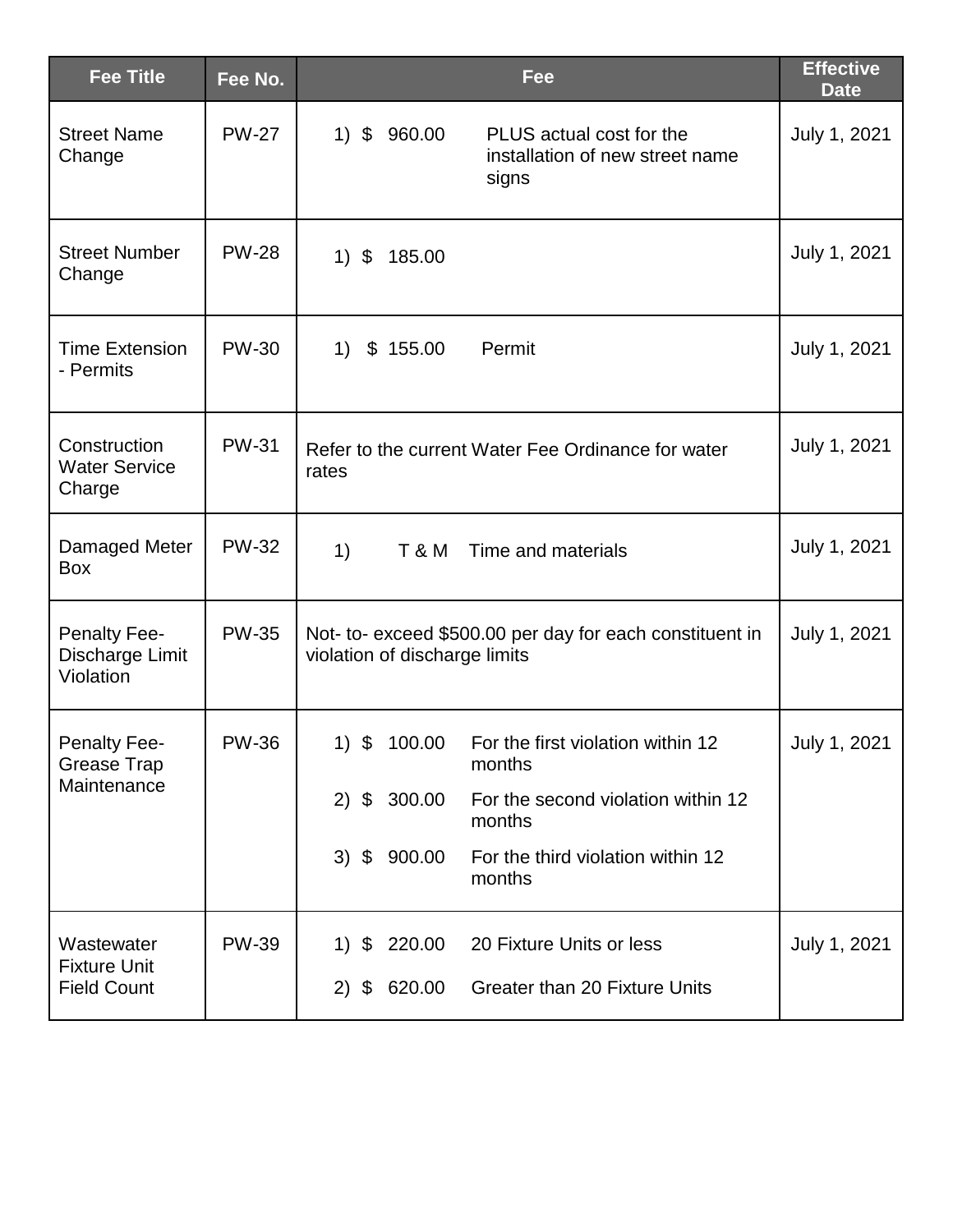| Fee Title | Fee No. | Fee | Effective Date |
|---|---|---|---|
| Street Name Change | PW-27 | 1) $ 960.00 PLUS actual cost for the installation of new street name signs | July 1, 2021 |
| Street Number Change | PW-28 | 1) $ 185.00 | July 1, 2021 |
| Time Extension - Permits | PW-30 | 1) $ 155.00 Permit | July 1, 2021 |
| Construction Water Service Charge | PW-31 | Refer to the current Water Fee Ordinance for water rates | July 1, 2021 |
| Damaged Meter Box | PW-32 | 1) T & M Time and materials | July 1, 2021 |
| Penalty Fee-Discharge Limit Violation | PW-35 | Not- to- exceed $500.00 per day for each constituent in violation of discharge limits | July 1, 2021 |
| Penalty Fee-Grease Trap Maintenance | PW-36 | 1) $ 100.00 For the first violation within 12 months<br>2) $ 300.00 For the second violation within 12 months<br>3) $ 900.00 For the third violation within 12 months | July 1, 2021 |
| Wastewater Fixture Unit Field Count | PW-39 | 1) $ 220.00 20 Fixture Units or less<br>2) $ 620.00 Greater than 20 Fixture Units | July 1, 2021 |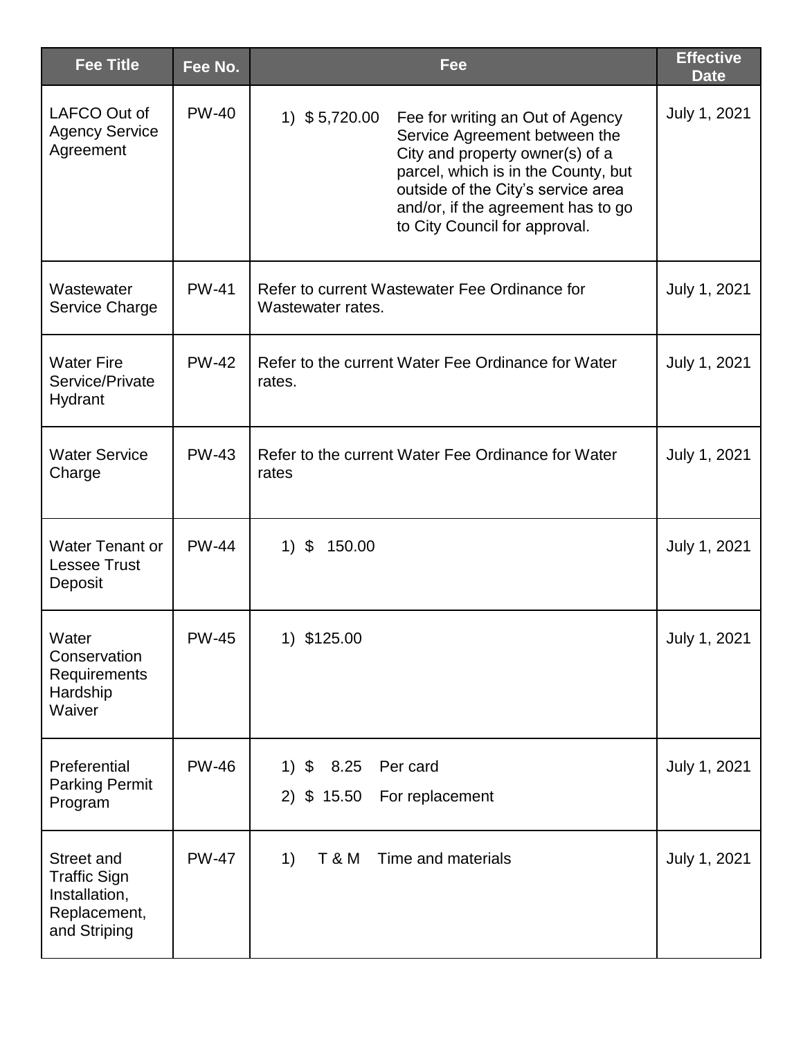| Fee Title | Fee No. | Fee | Effective Date |
|---|---|---|---|
| LAFCO Out of Agency Service Agreement | PW-40 | 1) $ 5,720.00 Fee for writing an Out of Agency Service Agreement between the City and property owner(s) of a parcel, which is in the County, but outside of the City's service area and/or, if the agreement has to go to City Council for approval. | July 1, 2021 |
| Wastewater Service Charge | PW-41 | Refer to current Wastewater Fee Ordinance for Wastewater rates. | July 1, 2021 |
| Water Fire Service/Private Hydrant | PW-42 | Refer to the current Water Fee Ordinance for Water rates. | July 1, 2021 |
| Water Service Charge | PW-43 | Refer to the current Water Fee Ordinance for Water rates | July 1, 2021 |
| Water Tenant or Lessee Trust Deposit | PW-44 | 1) $ 150.00 | July 1, 2021 |
| Water Conservation Requirements Hardship Waiver | PW-45 | 1) $125.00 | July 1, 2021 |
| Preferential Parking Permit Program | PW-46 | 1) $ 8.25 Per card<br>2) $ 15.50 For replacement | July 1, 2021 |
| Street and Traffic Sign Installation, Replacement, and Striping | PW-47 | 1) T & M Time and materials | July 1, 2021 |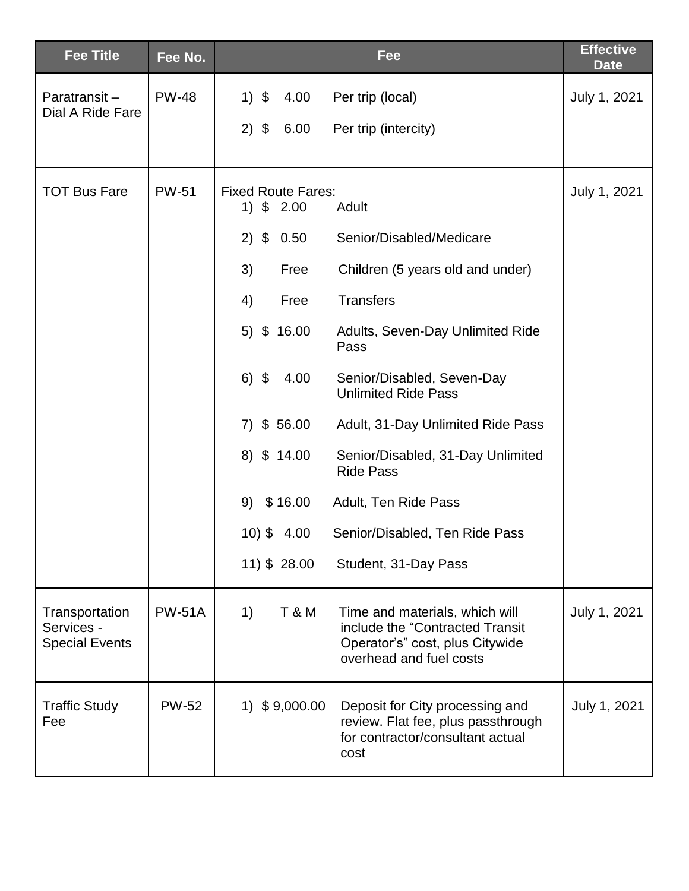| Fee Title | Fee No. | Fee | Effective Date |
|---|---|---|---|
| Paratransit – Dial A Ride Fare | PW-48 | 1) $ 4.00 Per trip (local)<br>2) $ 6.00 Per trip (intercity) | July 1, 2021 |
| TOT Bus Fare | PW-51 | Fixed Route Fares:<br>1) $ 2.00 Adult<br>2) $ 0.50 Senior/Disabled/Medicare<br>3) Free Children (5 years old and under)<br>4) Free Transfers<br>5) $ 16.00 Adults, Seven-Day Unlimited Ride Pass<br>6) $ 4.00 Senior/Disabled, Seven-Day Unlimited Ride Pass<br>7) $ 56.00 Adult, 31-Day Unlimited Ride Pass<br>8) $ 14.00 Senior/Disabled, 31-Day Unlimited Ride Pass<br>9) $ 16.00 Adult, Ten Ride Pass<br>10) $ 4.00 Senior/Disabled, Ten Ride Pass<br>11) $ 28.00 Student, 31-Day Pass | July 1, 2021 |
| Transportation Services - Special Events | PW-51A | 1) T & M Time and materials, which will include the "Contracted Transit Operator's" cost, plus Citywide overhead and fuel costs | July 1, 2021 |
| Traffic Study Fee | PW-52 | 1) $ 9,000.00 Deposit for City processing and review. Flat fee, plus passthrough for contractor/consultant actual cost | July 1, 2021 |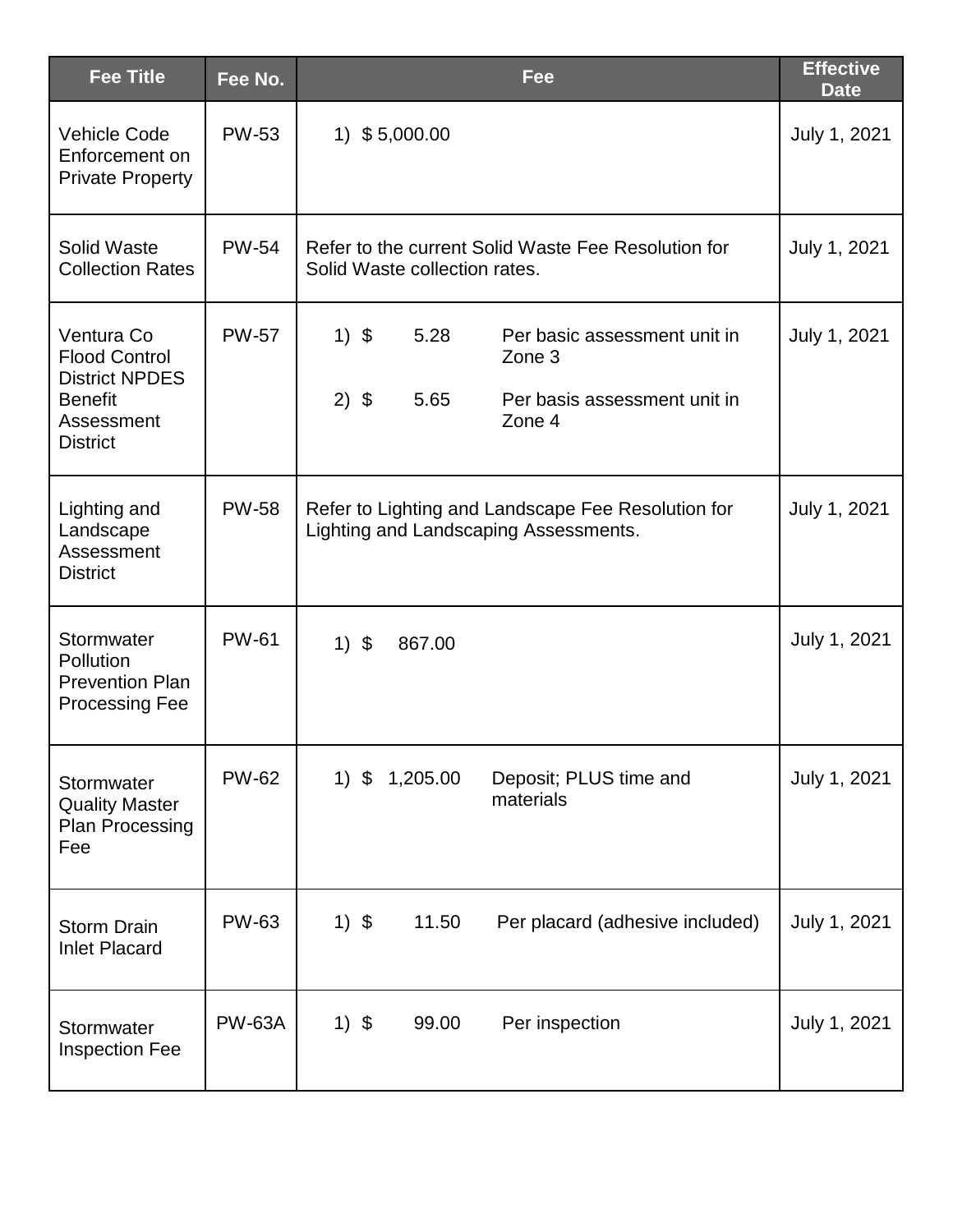| Fee Title | Fee No. | Fee | Effective Date |
|---|---|---|---|
| Vehicle Code Enforcement on Private Property | PW-53 | 1) $ 5,000.00 | July 1, 2021 |
| Solid Waste Collection Rates | PW-54 | Refer to the current Solid Waste Fee Resolution for Solid Waste collection rates. | July 1, 2021 |
| Ventura Co Flood Control District NPDES Benefit Assessment District | PW-57 | 1) $ 5.28 Per basic assessment unit in Zone 3<br>2) $ 5.65 Per basis assessment unit in Zone 4 | July 1, 2021 |
| Lighting and Landscape Assessment District | PW-58 | Refer to Lighting and Landscape Fee Resolution for Lighting and Landscaping Assessments. | July 1, 2021 |
| Stormwater Pollution Prevention Plan Processing Fee | PW-61 | 1) $ 867.00 | July 1, 2021 |
| Stormwater Quality Master Plan Processing Fee | PW-62 | 1) $ 1,205.00 Deposit; PLUS time and materials | July 1, 2021 |
| Storm Drain Inlet Placard | PW-63 | 1) $ 11.50 Per placard (adhesive included) | July 1, 2021 |
| Stormwater Inspection Fee | PW-63A | 1) $ 99.00 Per inspection | July 1, 2021 |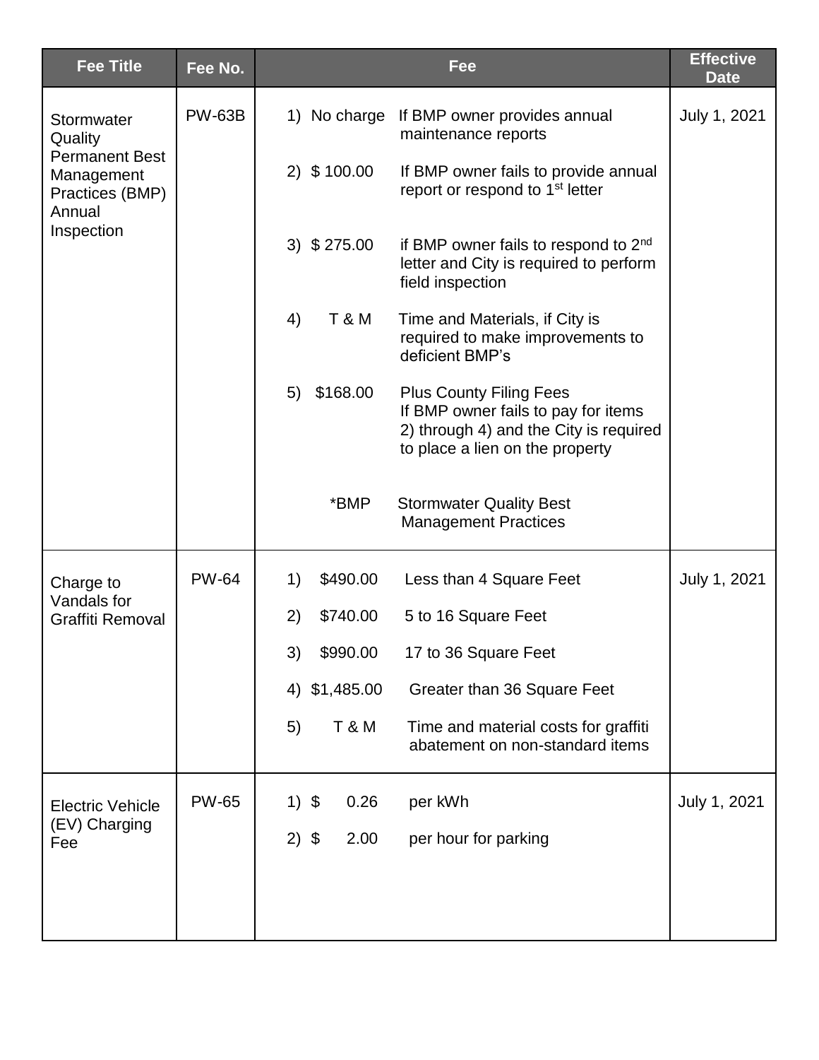| Fee Title | Fee No. | Fee | Effective Date |
|---|---|---|---|
| Stormwater Quality Permanent Best Management Practices (BMP) Annual Inspection | PW-63B | 1) No charge If BMP owner provides annual maintenance reports<br><br>2) $ 100.00 If BMP owner fails to provide annual report or respond to 1st letter<br><br>3) $ 275.00 if BMP owner fails to respond to 2nd letter and City is required to perform field inspection<br><br>4) T & M Time and Materials, if City is required to make improvements to deficient BMP's<br><br>5) $168.00 Plus County Filing Fees If BMP owner fails to pay for items 2) through 4) and the City is required to place a lien on the property<br><br>*BMP Stormwater Quality Best Management Practices | July 1, 2021 |
| Charge to Vandals for Graffiti Removal | PW-64 | 1) $490.00 Less than 4 Square Feet<br><br>2) $740.00 5 to 16 Square Feet<br><br>3) $990.00 17 to 36 Square Feet<br><br>4) $1,485.00 Greater than 36 Square Feet<br><br>5) T & M Time and material costs for graffiti abatement on non-standard items | July 1, 2021 |
| Electric Vehicle (EV) Charging Fee | PW-65 | 1) $ 0.26 per kWh<br><br>2) $ 2.00 per hour for parking | July 1, 2021 |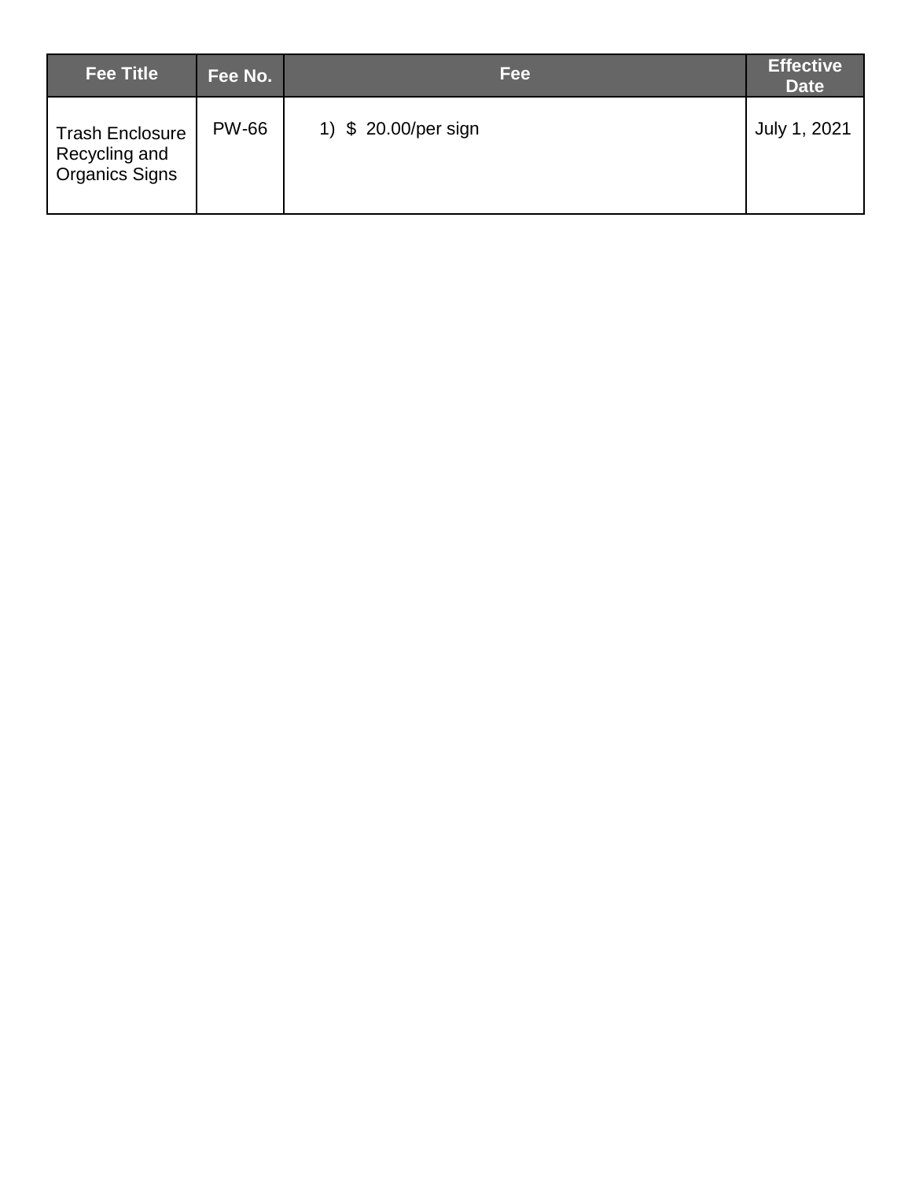| Fee Title | Fee No. | Fee | Effective Date |
| --- | --- | --- | --- |
| Trash Enclosure Recycling and Organics Signs | PW-66 | 1) $ 20.00/per sign | July 1, 2021 |